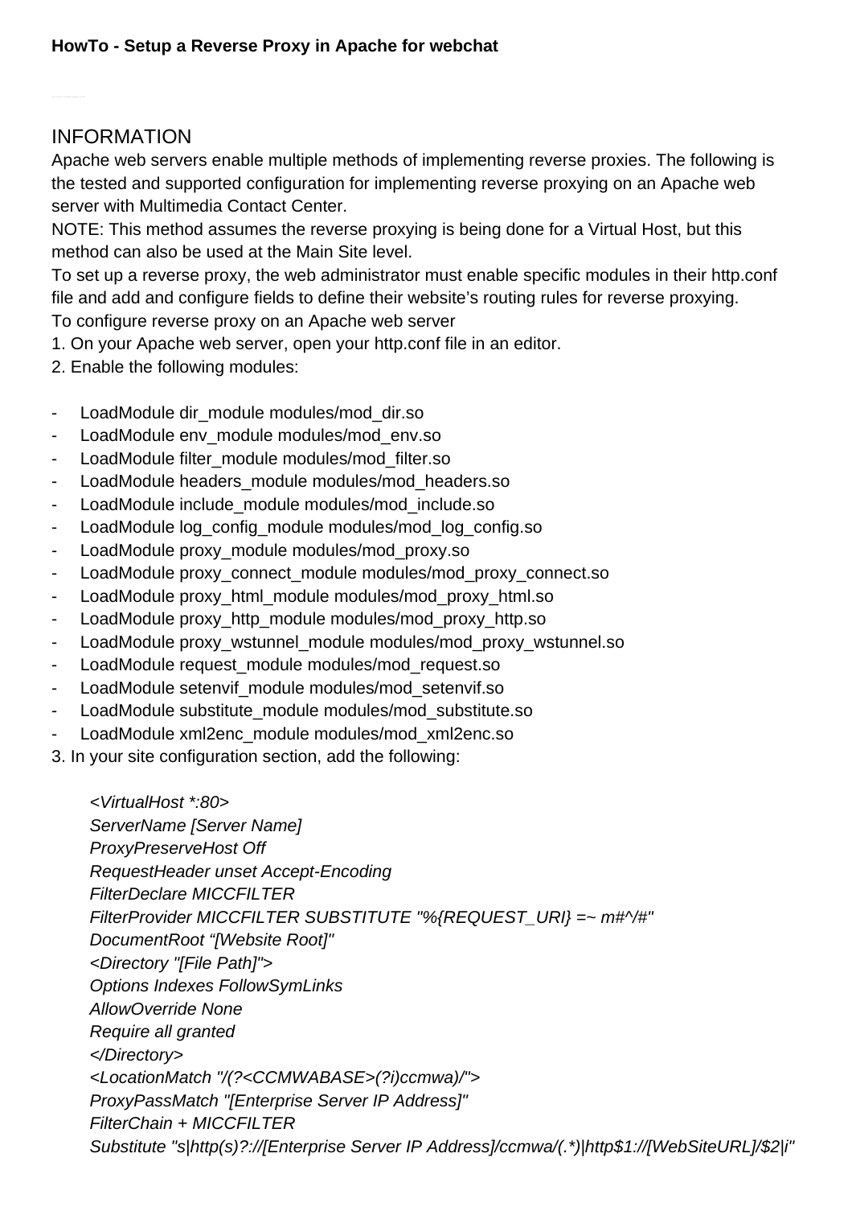**HowTo - Setup a Reverse Proxy in Apache for webchat**

## INFORMATION

Apache web servers enable multiple methods of implementing reverse proxies. The following is the tested and supported configuration for implementing reverse proxying on an Apache web server with Multimedia Contact Center.

NOTE: This method assumes the reverse proxying is being done for a Virtual Host, but this method can also be used at the Main Site level.

To set up a reverse proxy, the web administrator must enable specific modules in their http.conf file and add and configure fields to define their website's routing rules for reverse proxying.

To configure reverse proxy on an Apache web server

1. On your Apache web server, open your http.conf file in an editor.
2. Enable the following modules:

- LoadModule dir_module modules/mod_dir.so
- LoadModule env_module modules/mod_env.so
- LoadModule filter_module modules/mod_filter.so
- LoadModule headers_module modules/mod_headers.so
- LoadModule include_module modules/mod_include.so
- LoadModule log_config_module modules/mod_log_config.so
- LoadModule proxy_module modules/mod_proxy.so
- LoadModule proxy_connect_module modules/mod_proxy_connect.so
- LoadModule proxy_html_module modules/mod_proxy_html.so
- LoadModule proxy_http_module modules/mod_proxy_http.so
- LoadModule proxy_wstunnel_module modules/mod_proxy_wstunnel.so
- LoadModule request_module modules/mod_request.so
- LoadModule setenvif_module modules/mod_setenvif.so
- LoadModule substitute_module modules/mod_substitute.so
- LoadModule xml2enc_module modules/mod_xml2enc.so

3. In your site configuration section, add the following:

```
<VirtualHost *:80>
ServerName [Server Name]
ProxyPreserveHost Off
RequestHeader unset Accept-Encoding
FilterDeclare MICCFILTER
FilterProvider MICCFILTER SUBSTITUTE "%{REQUEST_URI} =~ m#^/#"
DocumentRoot "[Website Root]"
<Directory "[File Path]">
Options Indexes FollowSymLinks
AllowOverride None
Require all granted
</Directory>
<LocationMatch "/(?<CCMWABASE>(?i)ccmwa)/">
ProxyPassMatch "[Enterprise Server IP Address]"
FilterChain + MICCFILTER
Substitute "s|http(s)?://[Enterprise Server IP Address]/ccmwa/(.*)|http$1://[WebSiteURL]/$2|i"
```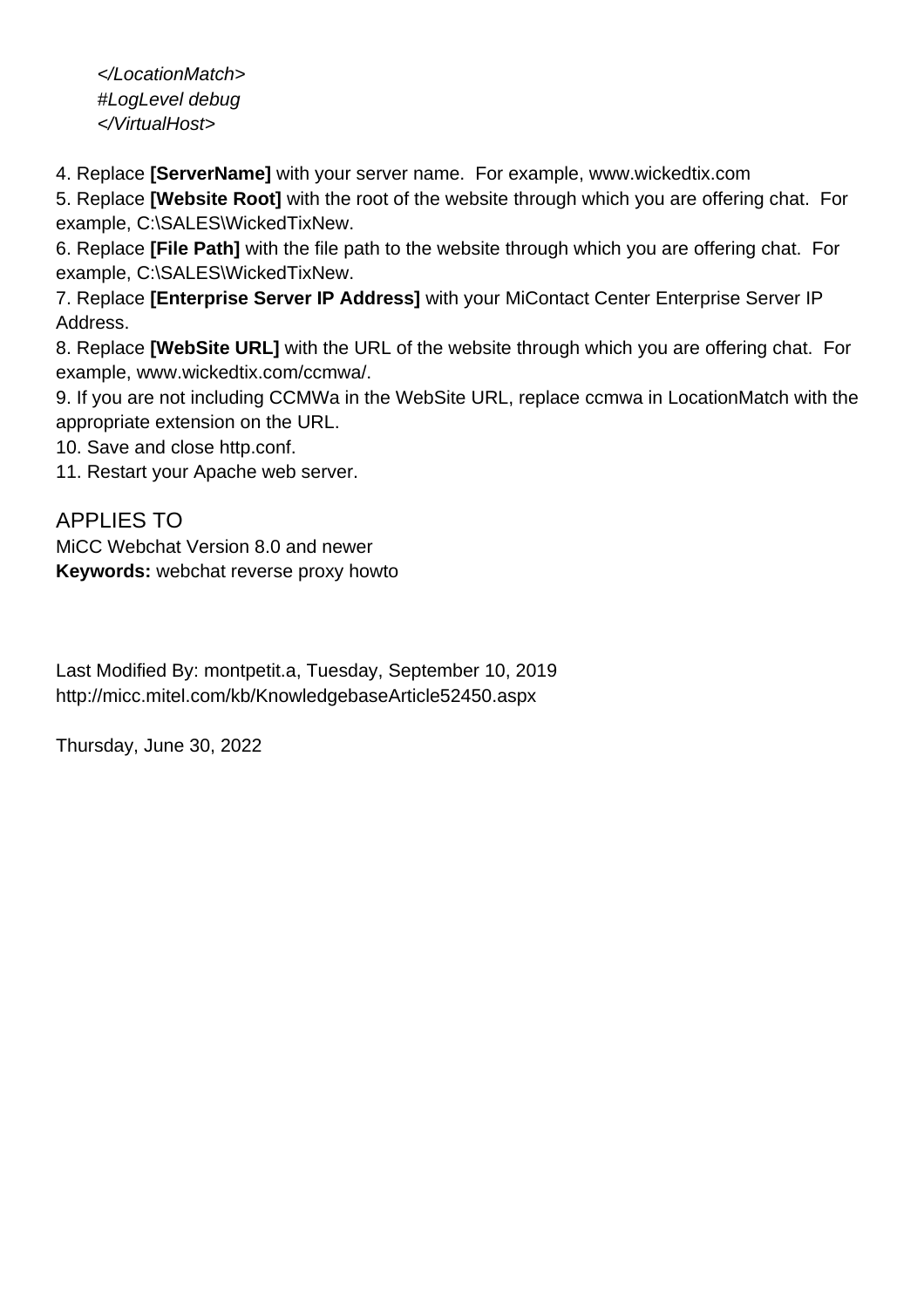```
</LocationMatch>
#LogLevel debug
</VirtualHost>
```

4. Replace **[ServerName]** with your server name. For example, www.wickedtix.com
5. Replace **[Website Root]** with the root of the website through which you are offering chat. For example, C:\SALES\WickedTixNew.
6. Replace **[File Path]** with the file path to the website through which you are offering chat. For example, C:\SALES\WickedTixNew.
7. Replace **[Enterprise Server IP Address]** with your MiContact Center Enterprise Server IP Address.
8. Replace **[WebSite URL]** with the URL of the website through which you are offering chat. For example, www.wickedtix.com/ccmwa/.
9. If you are not including CCMWa in the WebSite URL, replace ccmwa in LocationMatch with the appropriate extension on the URL.
10. Save and close http.conf.
11. Restart your Apache web server.

## APPLIES TO

MiCC Webchat Version 8.0 and newer

**Keywords:** webchat reverse proxy howto

Last Modified By: montpetit.a, Tuesday, September 10, 2019
http://micc.mitel.com/kb/KnowledgebaseArticle52450.aspx

Thursday, June 30, 2022